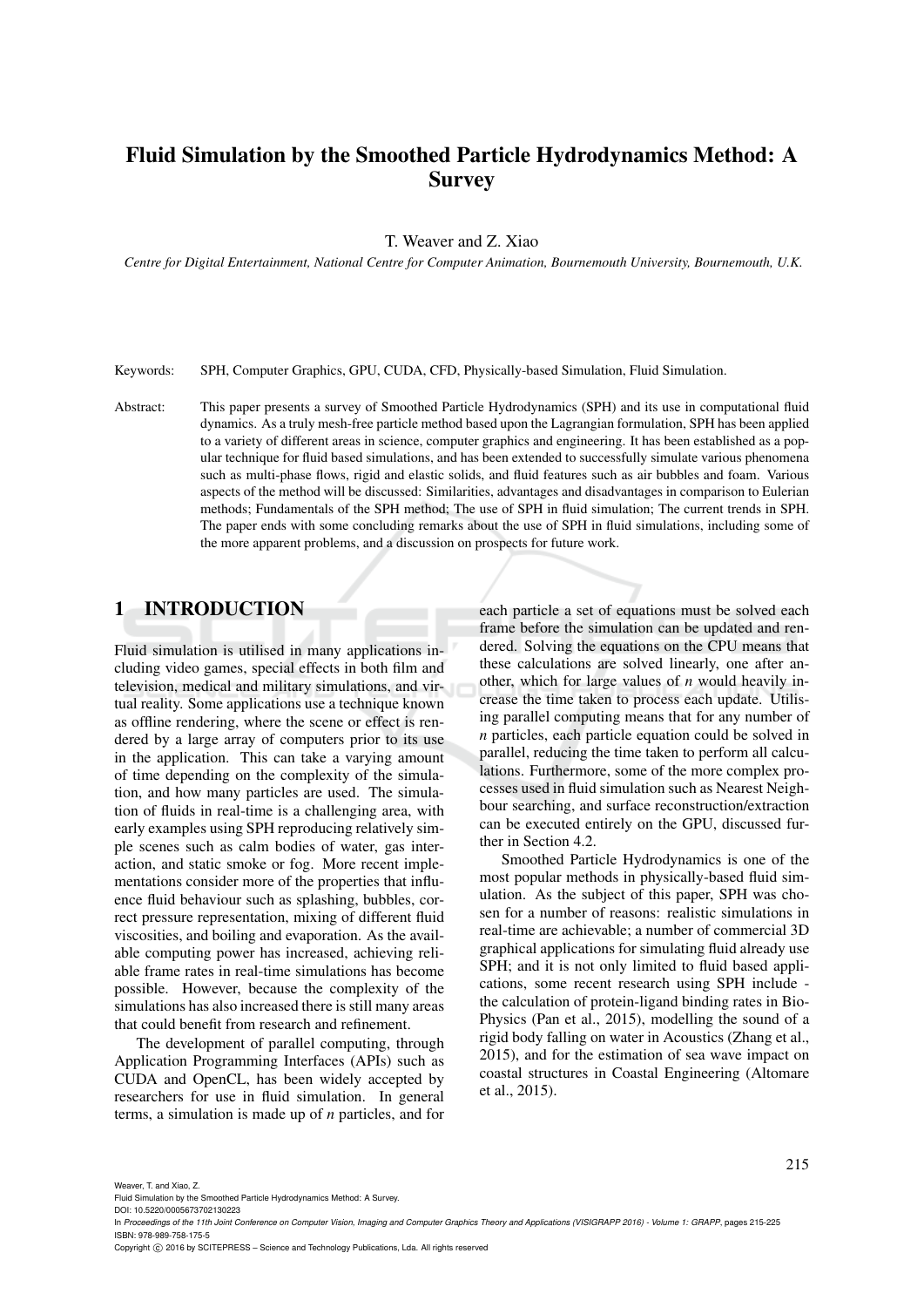# Fluid Simulation by the Smoothed Particle Hydrodynamics Method: A Survey

T. Weaver and Z. Xiao

*Centre for Digital Entertainment, National Centre for Computer Animation, Bournemouth University, Bournemouth, U.K.*

Keywords: SPH, Computer Graphics, GPU, CUDA, CFD, Physically-based Simulation, Fluid Simulation.

Abstract: This paper presents a survey of Smoothed Particle Hydrodynamics (SPH) and its use in computational fluid dynamics. As a truly mesh-free particle method based upon the Lagrangian formulation, SPH has been applied to a variety of different areas in science, computer graphics and engineering. It has been established as a popular technique for fluid based simulations, and has been extended to successfully simulate various phenomena such as multi-phase flows, rigid and elastic solids, and fluid features such as air bubbles and foam. Various aspects of the method will be discussed: Similarities, advantages and disadvantages in comparison to Eulerian methods; Fundamentals of the SPH method; The use of SPH in fluid simulation; The current trends in SPH. The paper ends with some concluding remarks about the use of SPH in fluid simulations, including some of the more apparent problems, and a discussion on prospects for future work.

## 1 INTRODUCTION

Fluid simulation is utilised in many applications including video games, special effects in both film and television, medical and military simulations, and virtual reality. Some applications use a technique known as offline rendering, where the scene or effect is rendered by a large array of computers prior to its use in the application. This can take a varying amount of time depending on the complexity of the simulation, and how many particles are used. The simulation of fluids in real-time is a challenging area, with early examples using SPH reproducing relatively simple scenes such as calm bodies of water, gas interaction, and static smoke or fog. More recent implementations consider more of the properties that influence fluid behaviour such as splashing, bubbles, correct pressure representation, mixing of different fluid viscosities, and boiling and evaporation. As the available computing power has increased, achieving reliable frame rates in real-time simulations has become possible. However, because the complexity of the simulations has also increased there is still many areas that could benefit from research and refinement.

The development of parallel computing, through Application Programming Interfaces (APIs) such as CUDA and OpenCL, has been widely accepted by researchers for use in fluid simulation. In general terms, a simulation is made up of $n$ particles, and for each particle a set of equations must be solved each frame before the simulation can be updated and rendered. Solving the equations on the CPU means that these calculations are solved linearly, one after another, which for large values of $n$ would heavily increase the time taken to process each update. Utilising parallel computing means that for any number of $n$ particles, each particle equation could be solved in parallel, reducing the time taken to perform all calculations. Furthermore, some of the more complex processes used in fluid simulation such as Nearest Neighbour searching, and surface reconstruction/extraction can be executed entirely on the GPU, discussed further in Section 4.2.

Smoothed Particle Hydrodynamics is one of the most popular methods in physically-based fluid simulation. As the subject of this paper, SPH was chosen for a number of reasons: realistic simulations in real-time are achievable; a number of commercial 3D graphical applications for simulating fluid already use SPH; and it is not only limited to fluid based applications, some recent research using SPH include - the calculation of protein-ligand binding rates in BioPhysics (Pan et al., 2015), modelling the sound of a rigid body falling on water in Acoustics (Zhang et al., 2015), and for the estimation of sea wave impact on coastal structures in Coastal Engineering (Altomare et al., 2015).

Weaver, T. and Xiao, Z.
Fluid Simulation by the Smoothed Particle Hydrodynamics Method: A Survey.
DOI: 10.5220/0005673702130223
In *Proceedings of the 11th Joint Conference on Computer Vision, Imaging and Computer Graphics Theory and Applications (VISIGRAPP 2016) - Volume 1: GRAPP*, pages 215-225
ISBN: 978-989-758-175-5
Copyright © 2016 by SCITEPRESS – Science and Technology Publications, Lda. All rights reserved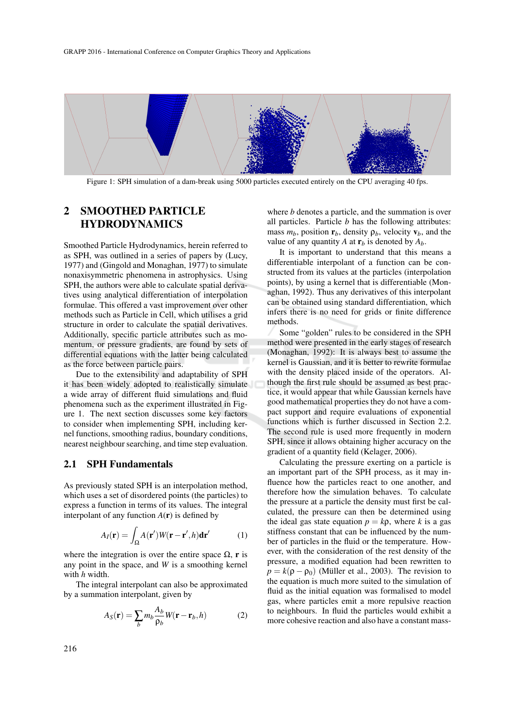Figure 1: SPH simulation of a dam-break using 5000 particles executed entirely on the CPU averaging 40 fps.

## 2 SMOOTHED PARTICLE HYDRODYNAMICS

Smoothed Particle Hydrodynamics, herein referred to as SPH, was outlined in a series of papers by (Lucy, 1977) and (Gingold and Monaghan, 1977) to simulate nonaxisymmetric phenomena in astrophysics. Using SPH, the authors were able to calculate spatial derivatives using analytical differentiation of interpolation formulae. This offered a vast improvement over other methods such as Particle in Cell, which utilises a grid structure in order to calculate the spatial derivatives. Additionally, specific particle attributes such as momentum, or pressure gradients, are found by sets of differential equations with the latter being calculated as the force between particle pairs.

Due to the extensibility and adaptability of SPH it has been widely adopted to realistically simulate a wide array of different fluid simulations and fluid phenomena such as the experiment illustrated in Figure 1. The next section discusses some key factors to consider when implementing SPH, including kernel functions, smoothing radius, boundary conditions, nearest neighbour searching, and time step evaluation.

### 2.1 SPH Fundamentals

As previously stated SPH is an interpolation method, which uses a set of disordered points (the particles) to express a function in terms of its values. The integral interpolant of any function $A(\mathbf{r})$ is defined by

$$A_I(\mathbf{r}) = \int_{\Omega} A(\mathbf{r}')W(\mathbf{r}-\mathbf{r}',h)\mathbf{dr}' \qquad (1)$$

where the integration is over the entire space $\Omega$, $\mathbf{r}$ is any point in the space, and $W$ is a smoothing kernel with $h$ width.

The integral interpolant can also be approximated by a summation interpolant, given by

$$A_S(\mathbf{r}) = \sum_b m_b \frac{A_b}{\rho_b} W(\mathbf{r}-\mathbf{r}_b,h) \qquad (2)$$

where $b$ denotes a particle, and the summation is over all particles. Particle $b$ has the following attributes: mass $m_b$, position $\mathbf{r}_b$, density $\rho_b$, velocity $\mathbf{v}_b$, and the value of any quantity $A$ at $\mathbf{r}_b$ is denoted by $A_b$.

It is important to understand that this means a differentiable interpolant of a function can be constructed from its values at the particles (interpolation points), by using a kernel that is differentiable (Monaghan, 1992). Thus any derivatives of this interpolant can be obtained using standard differentiation, which infers there is no need for grids or finite difference methods.

Some "golden" rules to be considered in the SPH method were presented in the early stages of research (Monaghan, 1992): It is always best to assume the kernel is Gaussian, and it is better to rewrite formulae with the density placed inside of the operators. Although the first rule should be assumed as best practice, it would appear that while Gaussian kernels have good mathematical properties they do not have a compact support and require evaluations of exponential functions which is further discussed in Section 2.2. The second rule is used more frequently in modern SPH, since it allows obtaining higher accuracy on the gradient of a quantity field (Kelager, 2006).

Calculating the pressure exerting on a particle is an important part of the SPH process, as it may influence how the particles react to one another, and therefore how the simulation behaves. To calculate the pressure at a particle the density must first be calculated, the pressure can then be determined using the ideal gas state equation $p = k\rho$, where $k$ is a gas stiffness constant that can be influenced by the number of particles in the fluid or the temperature. However, with the consideration of the rest density of the pressure, a modified equation had been rewritten to $p = k(\rho - \rho_0)$ (Müller et al., 2003). The revision to the equation is much more suited to the simulation of fluid as the initial equation was formalised to model gas, where particles emit a more repulsive reaction to neighbours. In fluid the particles would exhibit a more cohesive reaction and also have a constant mass-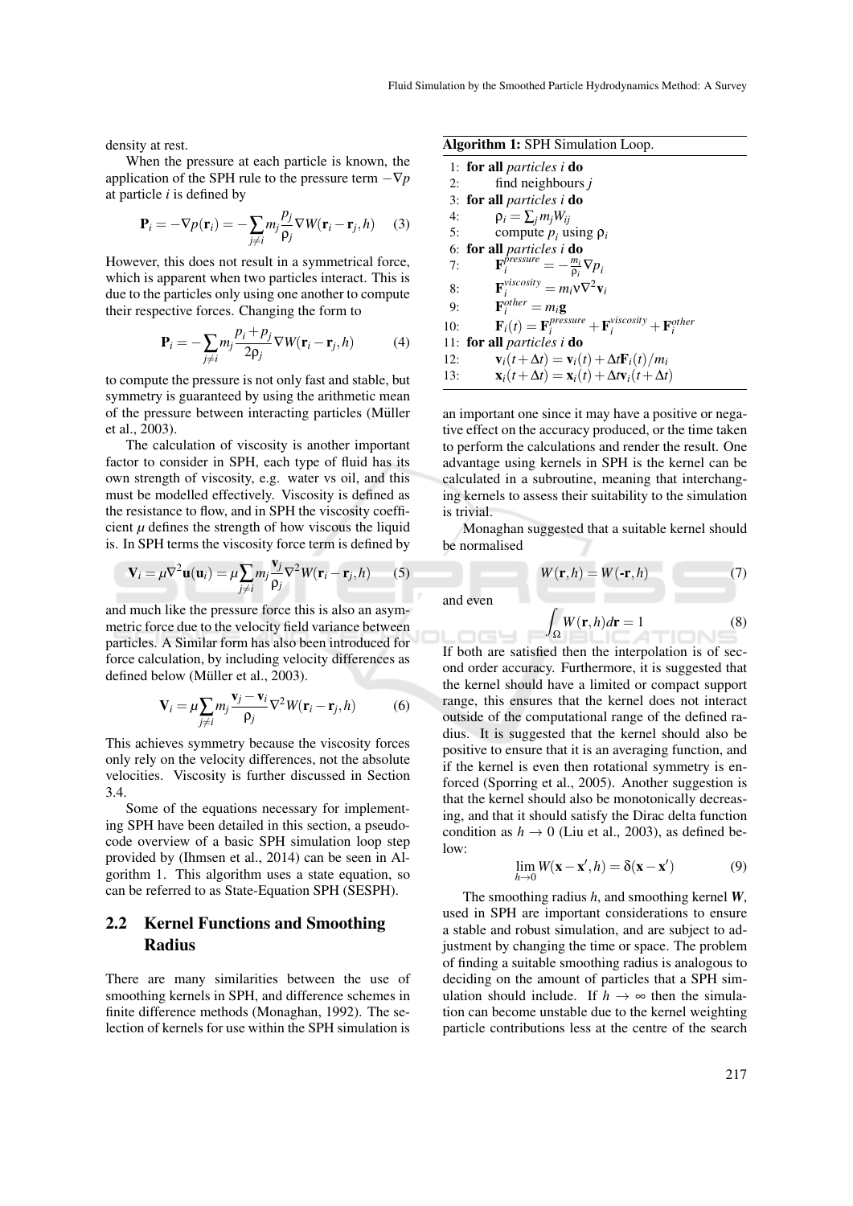density at rest.

When the pressure at each particle is known, the application of the SPH rule to the pressure term $-\nabla p$ at particle $i$ is defined by

$$\mathbf{P}_i = -\nabla p(\mathbf{r}_i) = -\sum_{j \neq i} m_j \frac{p_j}{\rho_j} \nabla W(\mathbf{r}_i - \mathbf{r}_j, h) \quad (3)$$

However, this does not result in a symmetrical force, which is apparent when two particles interact. This is due to the particles only using one another to compute their respective forces. Changing the form to

$$\mathbf{P}_i = -\sum_{j \neq i} m_j \frac{p_i + p_j}{2\rho_j} \nabla W(\mathbf{r}_i - \mathbf{r}_j, h) \quad (4)$$

to compute the pressure is not only fast and stable, but symmetry is guaranteed by using the arithmetic mean of the pressure between interacting particles (Müller et al., 2003).

The calculation of viscosity is another important factor to consider in SPH, each type of fluid has its own strength of viscosity, e.g. water vs oil, and this must be modelled effectively. Viscosity is defined as the resistance to flow, and in SPH the viscosity coefficient $\mu$ defines the strength of how viscous the liquid is. In SPH terms the viscosity force term is defined by

$$\mathbf{V}_i = \mu \nabla^2 \mathbf{u}(\mathbf{u}_i) = \mu \sum_{j \neq i} m_j \frac{\mathbf{v}_j}{\rho_j} \nabla^2 W(\mathbf{r}_i - \mathbf{r}_j, h) \quad (5)$$

and much like the pressure force this is also an asymmetric force due to the velocity field variance between particles. A Similar form has also been introduced for force calculation, by including velocity differences as defined below (Müller et al., 2003).

$$\mathbf{V}_i = \mu \sum_{j \neq i} m_j \frac{\mathbf{v}_j - \mathbf{v}_i}{\rho_j} \nabla^2 W(\mathbf{r}_i - \mathbf{r}_j, h) \quad (6)$$

This achieves symmetry because the viscosity forces only rely on the velocity differences, not the absolute velocities. Viscosity is further discussed in Section 3.4.

Some of the equations necessary for implementing SPH have been detailed in this section, a pseudocode overview of a basic SPH simulation loop step provided by (Ihmsen et al., 2014) can be seen in Algorithm 1. This algorithm uses a state equation, so can be referred to as State-Equation SPH (SESPH).

**Algorithm 1:** SPH Simulation Loop.

```
1:  for all particles i do
2:      find neighbours j
3:  for all particles i do
4:      ρ_i = Σ_j m_j W_ij
5:      compute p_i using ρ_i
6:  for all particles i do
7:      F_i^pressure = -(m_i/ρ_i) ∇p_i
8:      F_i^viscosity = m_i ν ∇²v_i
9:      F_i^other = m_i g
10:     F_i(t) = F_i^pressure + F_i^viscosity + F_i^other
11: for all particles i do
12:     v_i(t+Δt) = v_i(t) + Δt F_i(t)/m_i
13:     x_i(t+Δt) = x_i(t) + Δt v_i(t+Δt)
```

## 2.2 Kernel Functions and Smoothing Radius

There are many similarities between the use of smoothing kernels in SPH, and difference schemes in finite difference methods (Monaghan, 1992). The selection of kernels for use within the SPH simulation is an important one since it may have a positive or negative effect on the accuracy produced, or the time taken to perform the calculations and render the result. One advantage using kernels in SPH is the kernel can be calculated in a subroutine, meaning that interchanging kernels to assess their suitability to the simulation is trivial.

Monaghan suggested that a suitable kernel should be normalised

$$W(\mathbf{r}, h) = W(-\mathbf{r}, h) \quad (7)$$

and even

$$\int_{\Omega} W(\mathbf{r}, h) d\mathbf{r} = 1 \quad (8)$$

If both are satisfied then the interpolation is of second order accuracy. Furthermore, it is suggested that the kernel should have a limited or compact support range, this ensures that the kernel does not interact outside of the computational range of the defined radius. It is suggested that the kernel should also be positive to ensure that it is an averaging function, and if the kernel is even then rotational symmetry is enforced (Sporring et al., 2005). Another suggestion is that the kernel should also be monotonically decreasing, and that it should satisfy the Dirac delta function condition as $h \to 0$ (Liu et al., 2003), as defined below:

$$\lim_{h \to 0} W(\mathbf{x} - \mathbf{x}', h) = \delta(\mathbf{x} - \mathbf{x}') \quad (9)$$

The smoothing radius $h$, and smoothing kernel $\boldsymbol{W}$, used in SPH are important considerations to ensure a stable and robust simulation, and are subject to adjustment by changing the time or space. The problem of finding a suitable smoothing radius is analogous to deciding on the amount of particles that a SPH simulation should include. If $h \to \infty$ then the simulation can become unstable due to the kernel weighting particle contributions less at the centre of the search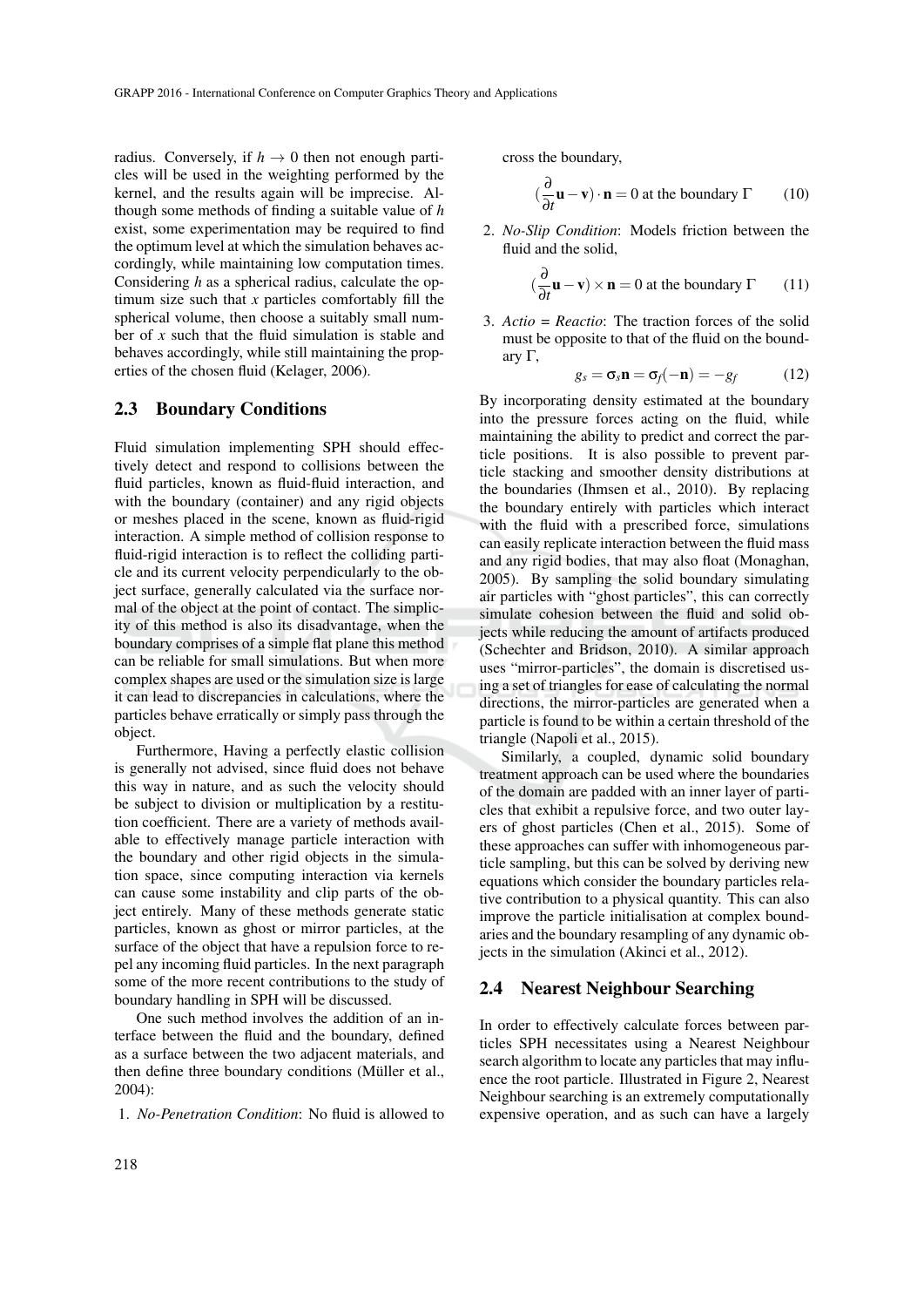radius. Conversely, if $h \rightarrow 0$ then not enough particles will be used in the weighting performed by the kernel, and the results again will be imprecise. Although some methods of finding a suitable value of $h$ exist, some experimentation may be required to find the optimum level at which the simulation behaves accordingly, while maintaining low computation times. Considering $h$ as a spherical radius, calculate the optimum size such that $x$ particles comfortably fill the spherical volume, then choose a suitably small number of $x$ such that the fluid simulation is stable and behaves accordingly, while still maintaining the properties of the chosen fluid (Kelager, 2006).

## 2.3 Boundary Conditions

Fluid simulation implementing SPH should effectively detect and respond to collisions between the fluid particles, known as fluid-fluid interaction, and with the boundary (container) and any rigid objects or meshes placed in the scene, known as fluid-rigid interaction. A simple method of collision response to fluid-rigid interaction is to reflect the colliding particle and its current velocity perpendicularly to the object surface, generally calculated via the surface normal of the object at the point of contact. The simplicity of this method is also its disadvantage, when the boundary comprises of a simple flat plane this method can be reliable for small simulations. But when more complex shapes are used or the simulation size is large it can lead to discrepancies in calculations, where the particles behave erratically or simply pass through the object.

Furthermore, Having a perfectly elastic collision is generally not advised, since fluid does not behave this way in nature, and as such the velocity should be subject to division or multiplication by a restitution coefficient. There are a variety of methods available to effectively manage particle interaction with the boundary and other rigid objects in the simulation space, since computing interaction via kernels can cause some instability and clip parts of the object entirely. Many of these methods generate static particles, known as ghost or mirror particles, at the surface of the object that have a repulsion force to repel any incoming fluid particles. In the next paragraph some of the more recent contributions to the study of boundary handling in SPH will be discussed.

One such method involves the addition of an interface between the fluid and the boundary, defined as a surface between the two adjacent materials, and then define three boundary conditions (Müller et al., 2004):

1. *No-Penetration Condition*: No fluid is allowed to cross the boundary,

$$(\frac{\partial}{\partial t}\mathbf{u} - \mathbf{v}) \cdot \mathbf{n} = 0 \text{ at the boundary } \Gamma \tag{10}$$

2. *No-Slip Condition*: Models friction between the fluid and the solid,

$$(\frac{\partial}{\partial t}\mathbf{u} - \mathbf{v}) \times \mathbf{n} = 0 \text{ at the boundary } \Gamma \tag{11}$$

3. *Actio = Reactio*: The traction forces of the solid must be opposite to that of the fluid on the boundary $\Gamma$,

$$g_s = \sigma_s \mathbf{n} = \sigma_f(-\mathbf{n}) = -g_f \tag{12}$$

By incorporating density estimated at the boundary into the pressure forces acting on the fluid, while maintaining the ability to predict and correct the particle positions. It is also possible to prevent particle stacking and smoother density distributions at the boundaries (Ihmsen et al., 2010). By replacing the boundary entirely with particles which interact with the fluid with a prescribed force, simulations can easily replicate interaction between the fluid mass and any rigid bodies, that may also float (Monaghan, 2005). By sampling the solid boundary simulating air particles with "ghost particles", this can correctly simulate cohesion between the fluid and solid objects while reducing the amount of artifacts produced (Schechter and Bridson, 2010). A similar approach uses "mirror-particles", the domain is discretised using a set of triangles for ease of calculating the normal directions, the mirror-particles are generated when a particle is found to be within a certain threshold of the triangle (Napoli et al., 2015).

Similarly, a coupled, dynamic solid boundary treatment approach can be used where the boundaries of the domain are padded with an inner layer of particles that exhibit a repulsive force, and two outer layers of ghost particles (Chen et al., 2015). Some of these approaches can suffer with inhomogeneous particle sampling, but this can be solved by deriving new equations which consider the boundary particles relative contribution to a physical quantity. This can also improve the particle initialisation at complex boundaries and the boundary resampling of any dynamic objects in the simulation (Akinci et al., 2012).

## 2.4 Nearest Neighbour Searching

In order to effectively calculate forces between particles SPH necessitates using a Nearest Neighbour search algorithm to locate any particles that may influence the root particle. Illustrated in Figure 2, Nearest Neighbour searching is an extremely computationally expensive operation, and as such can have a largely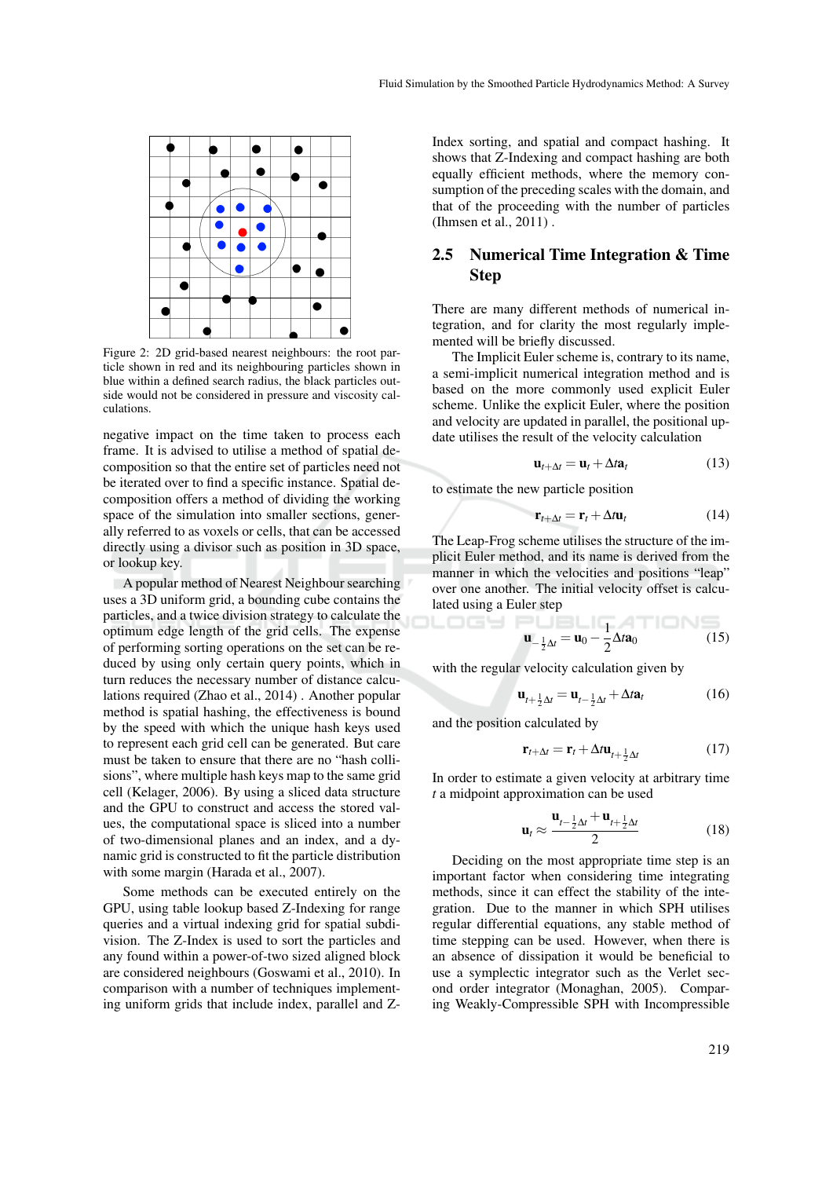Figure 2: 2D grid-based nearest neighbours: the root particle shown in red and its neighbouring particles shown in blue within a defined search radius, the black particles outside would not be considered in pressure and viscosity calculations.

negative impact on the time taken to process each frame. It is advised to utilise a method of spatial decomposition so that the entire set of particles need not be iterated over to find a specific instance. Spatial decomposition offers a method of dividing the working space of the simulation into smaller sections, generally referred to as voxels or cells, that can be accessed directly using a divisor such as position in 3D space, or lookup key.

A popular method of Nearest Neighbour searching uses a 3D uniform grid, a bounding cube contains the particles, and a twice division strategy to calculate the optimum edge length of the grid cells. The expense of performing sorting operations on the set can be reduced by using only certain query points, which in turn reduces the necessary number of distance calculations required (Zhao et al., 2014) . Another popular method is spatial hashing, the effectiveness is bound by the speed with which the unique hash keys used to represent each grid cell can be generated. But care must be taken to ensure that there are no "hash collisions", where multiple hash keys map to the same grid cell (Kelager, 2006). By using a sliced data structure and the GPU to construct and access the stored values, the computational space is sliced into a number of two-dimensional planes and an index, and a dynamic grid is constructed to fit the particle distribution with some margin (Harada et al., 2007).

Some methods can be executed entirely on the GPU, using table lookup based Z-Indexing for range queries and a virtual indexing grid for spatial subdivision. The Z-Index is used to sort the particles and any found within a power-of-two sized aligned block are considered neighbours (Goswami et al., 2010). In comparison with a number of techniques implementing uniform grids that include index, parallel and Z-Index sorting, and spatial and compact hashing. It shows that Z-Indexing and compact hashing are both equally efficient methods, where the memory consumption of the preceding scales with the domain, and that of the proceeding with the number of particles (Ihmsen et al., 2011) .

## 2.5 Numerical Time Integration & Time Step

There are many different methods of numerical integration, and for clarity the most regularly implemented will be briefly discussed.

The Implicit Euler scheme is, contrary to its name, a semi-implicit numerical integration method and is based on the more commonly used explicit Euler scheme. Unlike the explicit Euler, where the position and velocity are updated in parallel, the positional update utilises the result of the velocity calculation

$$\mathbf{u}_{t+\Delta t} = \mathbf{u}_t + \Delta t \mathbf{a}_t \tag{13}$$

to estimate the new particle position

$$\mathbf{r}_{t+\Delta t} = \mathbf{r}_t + \Delta t \mathbf{u}_t \tag{14}$$

The Leap-Frog scheme utilises the structure of the implicit Euler method, and its name is derived from the manner in which the velocities and positions "leap" over one another. The initial velocity offset is calculated using a Euler step

$$\mathbf{u}_{-\frac{1}{2}\Delta t} = \mathbf{u}_0 - \frac{1}{2}\Delta t \mathbf{a}_0 \tag{15}$$

with the regular velocity calculation given by

$$\mathbf{u}_{t+\frac{1}{2}\Delta t} = \mathbf{u}_{t-\frac{1}{2}\Delta t} + \Delta t \mathbf{a}_t \tag{16}$$

and the position calculated by

$$\mathbf{r}_{t+\Delta t} = \mathbf{r}_t + \Delta t \mathbf{u}_{t+\frac{1}{2}\Delta t} \tag{17}$$

In order to estimate a given velocity at arbitrary time $t$ a midpoint approximation can be used

$$\mathbf{u}_t \approx \frac{\mathbf{u}_{t-\frac{1}{2}\Delta t} + \mathbf{u}_{t+\frac{1}{2}\Delta t}}{2} \tag{18}$$

Deciding on the most appropriate time step is an important factor when considering time integrating methods, since it can effect the stability of the integration. Due to the manner in which SPH utilises regular differential equations, any stable method of time stepping can be used. However, when there is an absence of dissipation it would be beneficial to use a symplectic integrator such as the Verlet second order integrator (Monaghan, 2005). Comparing Weakly-Compressible SPH with Incompressible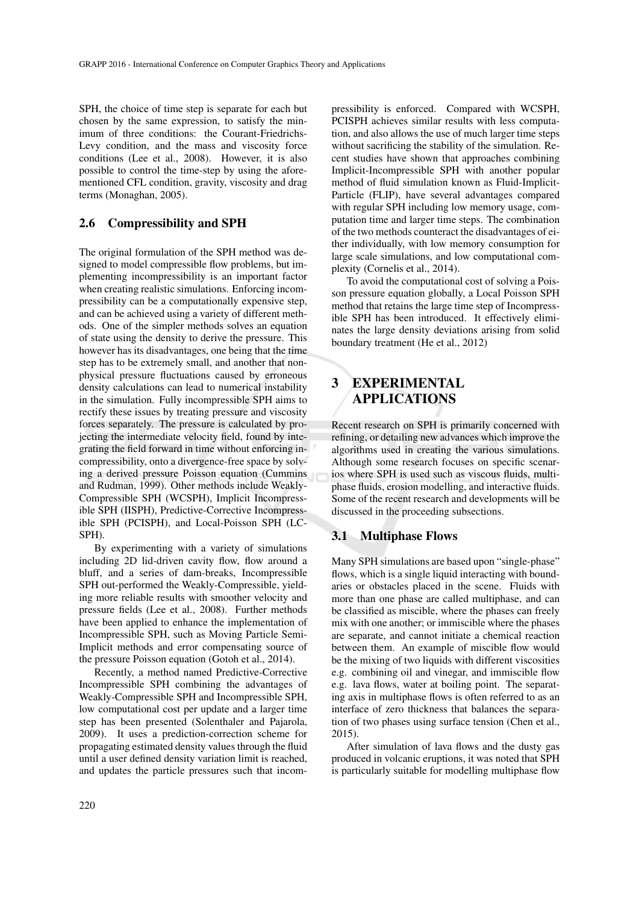SPH, the choice of time step is separate for each but chosen by the same expression, to satisfy the minimum of three conditions: the Courant-Friedrichs-Levy condition, and the mass and viscosity force conditions (Lee et al., 2008). However, it is also possible to control the time-step by using the aforementioned CFL condition, gravity, viscosity and drag terms (Monaghan, 2005).

## 2.6 Compressibility and SPH

The original formulation of the SPH method was designed to model compressible flow problems, but implementing incompressibility is an important factor when creating realistic simulations. Enforcing incompressibility can be a computationally expensive step, and can be achieved using a variety of different methods. One of the simpler methods solves an equation of state using the density to derive the pressure. This however has its disadvantages, one being that the time step has to be extremely small, and another that non-physical pressure fluctuations caused by erroneous density calculations can lead to numerical instability in the simulation. Fully incompressible SPH aims to rectify these issues by treating pressure and viscosity forces separately. The pressure is calculated by projecting the intermediate velocity field, found by integrating the field forward in time without enforcing incompressibility, onto a divergence-free space by solving a derived pressure Poisson equation (Cummins and Rudman, 1999). Other methods include Weakly-Compressible SPH (WCSPH), Implicit Incompressible SPH (IISPH), Predictive-Corrective Incompressible SPH (PCISPH), and Local-Poisson SPH (LC-SPH).

By experimenting with a variety of simulations including 2D lid-driven cavity flow, flow around a bluff, and a series of dam-breaks, Incompressible SPH out-performed the Weakly-Compressible, yielding more reliable results with smoother velocity and pressure fields (Lee et al., 2008). Further methods have been applied to enhance the implementation of Incompressible SPH, such as Moving Particle Semi-Implicit methods and error compensating source of the pressure Poisson equation (Gotoh et al., 2014).

Recently, a method named Predictive-Corrective Incompressible SPH combining the advantages of Weakly-Compressible SPH and Incompressible SPH, low computational cost per update and a larger time step has been presented (Solenthaler and Pajarola, 2009). It uses a prediction-correction scheme for propagating estimated density values through the fluid until a user defined density variation limit is reached, and updates the particle pressures such that incompressibility is enforced. Compared with WCSPH, PCISPH achieves similar results with less computation, and also allows the use of much larger time steps without sacrificing the stability of the simulation. Recent studies have shown that approaches combining Implicit-Incompressible SPH with another popular method of fluid simulation known as Fluid-Implicit-Particle (FLIP), have several advantages compared with regular SPH including low memory usage, computation time and larger time steps. The combination of the two methods counteract the disadvantages of either individually, with low memory consumption for large scale simulations, and low computational complexity (Cornelis et al., 2014).

To avoid the computational cost of solving a Poisson pressure equation globally, a Local Poisson SPH method that retains the large time step of Incompressible SPH has been introduced. It effectively eliminates the large density deviations arising from solid boundary treatment (He et al., 2012)

# 3 EXPERIMENTAL APPLICATIONS

Recent research on SPH is primarily concerned with refining, or detailing new advances which improve the algorithms used in creating the various simulations. Although some research focuses on specific scenarios where SPH is used such as viscous fluids, multiphase fluids, erosion modelling, and interactive fluids. Some of the recent research and developments will be discussed in the proceeding subsections.

## 3.1 Multiphase Flows

Many SPH simulations are based upon "single-phase" flows, which is a single liquid interacting with boundaries or obstacles placed in the scene. Fluids with more than one phase are called multiphase, and can be classified as miscible, where the phases can freely mix with one another; or immiscible where the phases are separate, and cannot initiate a chemical reaction between them. An example of miscible flow would be the mixing of two liquids with different viscosities e.g. combining oil and vinegar, and immiscible flow e.g. lava flows, water at boiling point. The separating axis in multiphase flows is often referred to as an interface of zero thickness that balances the separation of two phases using surface tension (Chen et al., 2015).

After simulation of lava flows and the dusty gas produced in volcanic eruptions, it was noted that SPH is particularly suitable for modelling multiphase flow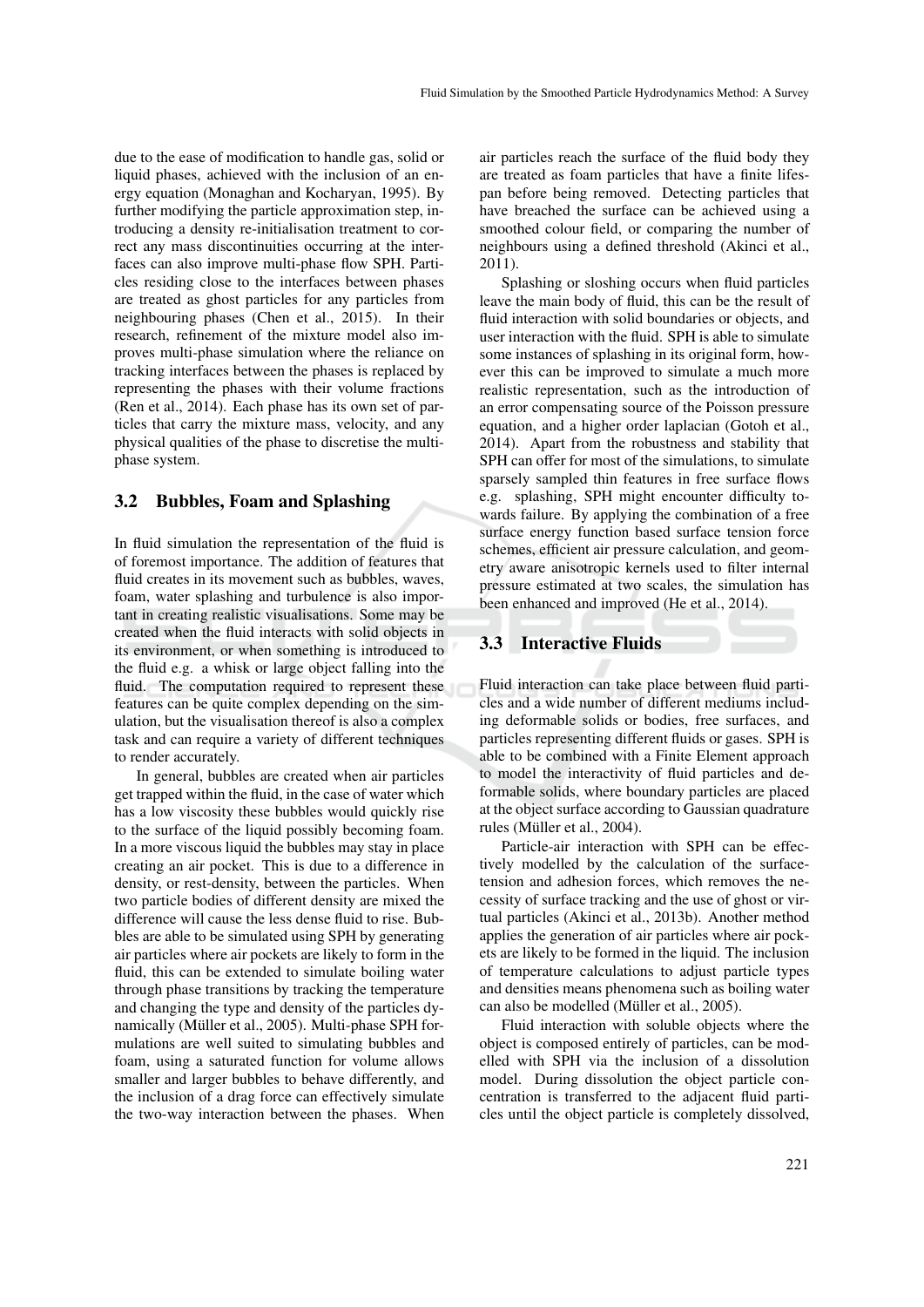due to the ease of modification to handle gas, solid or liquid phases, achieved with the inclusion of an energy equation (Monaghan and Kocharyan, 1995). By further modifying the particle approximation step, introducing a density re-initialisation treatment to correct any mass discontinuities occurring at the interfaces can also improve multi-phase flow SPH. Particles residing close to the interfaces between phases are treated as ghost particles for any particles from neighbouring phases (Chen et al., 2015). In their research, refinement of the mixture model also improves multi-phase simulation where the reliance on tracking interfaces between the phases is replaced by representing the phases with their volume fractions (Ren et al., 2014). Each phase has its own set of particles that carry the mixture mass, velocity, and any physical qualities of the phase to discretise the multiphase system.

### 3.2 Bubbles, Foam and Splashing

In fluid simulation the representation of the fluid is of foremost importance. The addition of features that fluid creates in its movement such as bubbles, waves, foam, water splashing and turbulence is also important in creating realistic visualisations. Some may be created when the fluid interacts with solid objects in its environment, or when something is introduced to the fluid e.g. a whisk or large object falling into the fluid. The computation required to represent these features can be quite complex depending on the simulation, but the visualisation thereof is also a complex task and can require a variety of different techniques to render accurately.

In general, bubbles are created when air particles get trapped within the fluid, in the case of water which has a low viscosity these bubbles would quickly rise to the surface of the liquid possibly becoming foam. In a more viscous liquid the bubbles may stay in place creating an air pocket. This is due to a difference in density, or rest-density, between the particles. When two particle bodies of different density are mixed the difference will cause the less dense fluid to rise. Bubbles are able to be simulated using SPH by generating air particles where air pockets are likely to form in the fluid, this can be extended to simulate boiling water through phase transitions by tracking the temperature and changing the type and density of the particles dynamically (Müller et al., 2005). Multi-phase SPH formulations are well suited to simulating bubbles and foam, using a saturated function for volume allows smaller and larger bubbles to behave differently, and the inclusion of a drag force can effectively simulate the two-way interaction between the phases. When air particles reach the surface of the fluid body they are treated as foam particles that have a finite lifespan before being removed. Detecting particles that have breached the surface can be achieved using a smoothed colour field, or comparing the number of neighbours using a defined threshold (Akinci et al., 2011).

Splashing or sloshing occurs when fluid particles leave the main body of fluid, this can be the result of fluid interaction with solid boundaries or objects, and user interaction with the fluid. SPH is able to simulate some instances of splashing in its original form, however this can be improved to simulate a much more realistic representation, such as the introduction of an error compensating source of the Poisson pressure equation, and a higher order laplacian (Gotoh et al., 2014). Apart from the robustness and stability that SPH can offer for most of the simulations, to simulate sparsely sampled thin features in free surface flows e.g. splashing, SPH might encounter difficulty towards failure. By applying the combination of a free surface energy function based surface tension force schemes, efficient air pressure calculation, and geometry aware anisotropic kernels used to filter internal pressure estimated at two scales, the simulation has been enhanced and improved (He et al., 2014).

### 3.3 Interactive Fluids

Fluid interaction can take place between fluid particles and a wide number of different mediums including deformable solids or bodies, free surfaces, and particles representing different fluids or gases. SPH is able to be combined with a Finite Element approach to model the interactivity of fluid particles and deformable solids, where boundary particles are placed at the object surface according to Gaussian quadrature rules (Müller et al., 2004).

Particle-air interaction with SPH can be effectively modelled by the calculation of the surface-tension and adhesion forces, which removes the necessity of surface tracking and the use of ghost or virtual particles (Akinci et al., 2013b). Another method applies the generation of air particles where air pockets are likely to be formed in the liquid. The inclusion of temperature calculations to adjust particle types and densities means phenomena such as boiling water can also be modelled (Müller et al., 2005).

Fluid interaction with soluble objects where the object is composed entirely of particles, can be modelled with SPH via the inclusion of a dissolution model. During dissolution the object particle concentration is transferred to the adjacent fluid particles until the object particle is completely dissolved,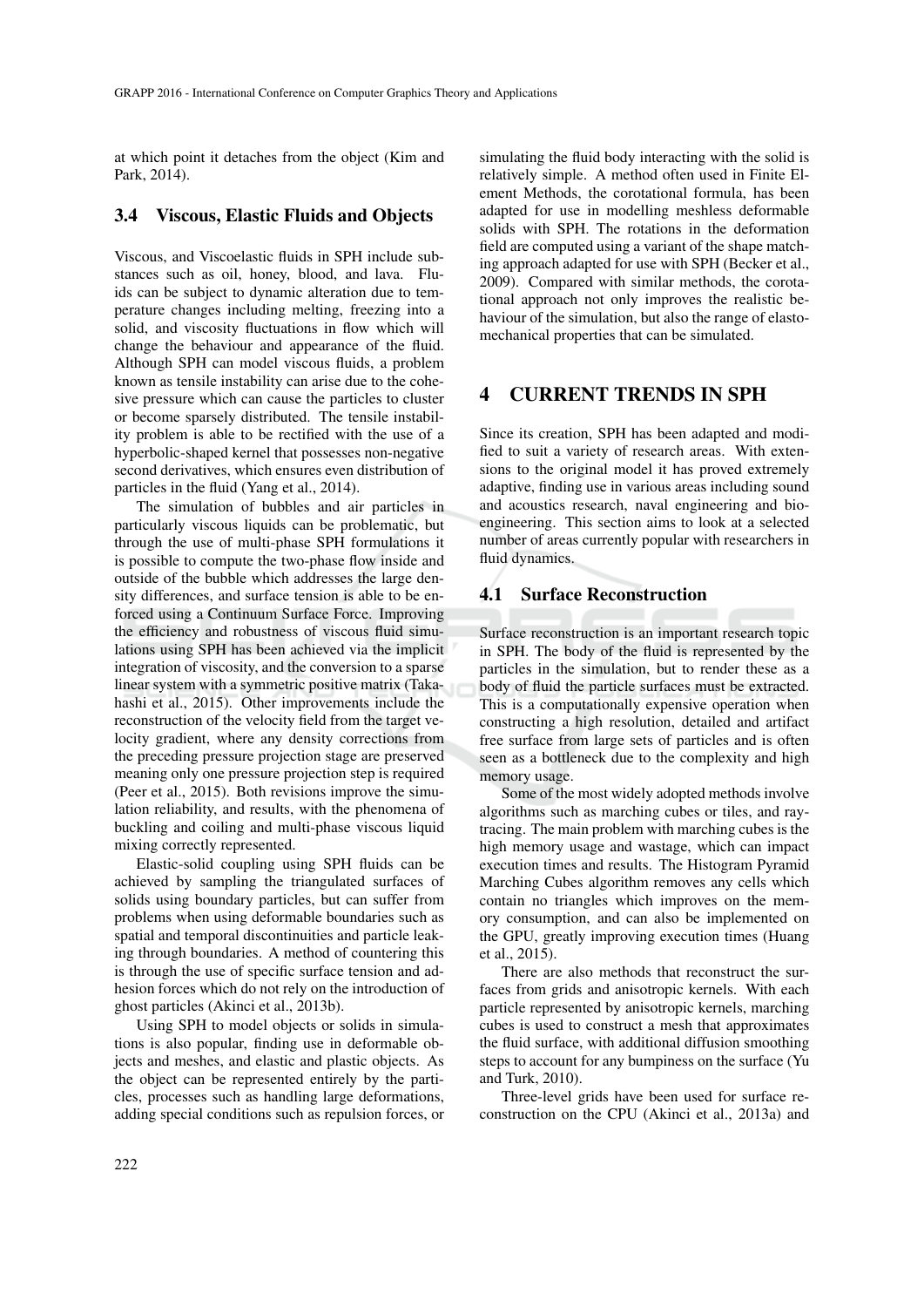at which point it detaches from the object (Kim and Park, 2014).

### 3.4 Viscous, Elastic Fluids and Objects

Viscous, and Viscoelastic fluids in SPH include substances such as oil, honey, blood, and lava. Fluids can be subject to dynamic alteration due to temperature changes including melting, freezing into a solid, and viscosity fluctuations in flow which will change the behaviour and appearance of the fluid. Although SPH can model viscous fluids, a problem known as tensile instability can arise due to the cohesive pressure which can cause the particles to cluster or become sparsely distributed. The tensile instability problem is able to be rectified with the use of a hyperbolic-shaped kernel that possesses non-negative second derivatives, which ensures even distribution of particles in the fluid (Yang et al., 2014).

The simulation of bubbles and air particles in particularly viscous liquids can be problematic, but through the use of multi-phase SPH formulations it is possible to compute the two-phase flow inside and outside of the bubble which addresses the large density differences, and surface tension is able to be enforced using a Continuum Surface Force. Improving the efficiency and robustness of viscous fluid simulations using SPH has been achieved via the implicit integration of viscosity, and the conversion to a sparse linear system with a symmetric positive matrix (Takahashi et al., 2015). Other improvements include the reconstruction of the velocity field from the target velocity gradient, where any density corrections from the preceding pressure projection stage are preserved meaning only one pressure projection step is required (Peer et al., 2015). Both revisions improve the simulation reliability, and results, with the phenomena of buckling and coiling and multi-phase viscous liquid mixing correctly represented.

Elastic-solid coupling using SPH fluids can be achieved by sampling the triangulated surfaces of solids using boundary particles, but can suffer from problems when using deformable boundaries such as spatial and temporal discontinuities and particle leaking through boundaries. A method of countering this is through the use of specific surface tension and adhesion forces which do not rely on the introduction of ghost particles (Akinci et al., 2013b).

Using SPH to model objects or solids in simulations is also popular, finding use in deformable objects and meshes, and elastic and plastic objects. As the object can be represented entirely by the particles, processes such as handling large deformations, adding special conditions such as repulsion forces, or simulating the fluid body interacting with the solid is relatively simple. A method often used in Finite Element Methods, the corotational formula, has been adapted for use in modelling meshless deformable solids with SPH. The rotations in the deformation field are computed using a variant of the shape matching approach adapted for use with SPH (Becker et al., 2009). Compared with similar methods, the corotational approach not only improves the realistic behaviour of the simulation, but also the range of elastomechanical properties that can be simulated.

## 4 CURRENT TRENDS IN SPH

Since its creation, SPH has been adapted and modified to suit a variety of research areas. With extensions to the original model it has proved extremely adaptive, finding use in various areas including sound and acoustics research, naval engineering and bioengineering. This section aims to look at a selected number of areas currently popular with researchers in fluid dynamics.

### 4.1 Surface Reconstruction

Surface reconstruction is an important research topic in SPH. The body of the fluid is represented by the particles in the simulation, but to render these as a body of fluid the particle surfaces must be extracted. This is a computationally expensive operation when constructing a high resolution, detailed and artifact free surface from large sets of particles and is often seen as a bottleneck due to the complexity and high memory usage.

Some of the most widely adopted methods involve algorithms such as marching cubes or tiles, and raytracing. The main problem with marching cubes is the high memory usage and wastage, which can impact execution times and results. The Histogram Pyramid Marching Cubes algorithm removes any cells which contain no triangles which improves on the memory consumption, and can also be implemented on the GPU, greatly improving execution times (Huang et al., 2015).

There are also methods that reconstruct the surfaces from grids and anisotropic kernels. With each particle represented by anisotropic kernels, marching cubes is used to construct a mesh that approximates the fluid surface, with additional diffusion smoothing steps to account for any bumpiness on the surface (Yu and Turk, 2010).

Three-level grids have been used for surface reconstruction on the CPU (Akinci et al., 2013a) and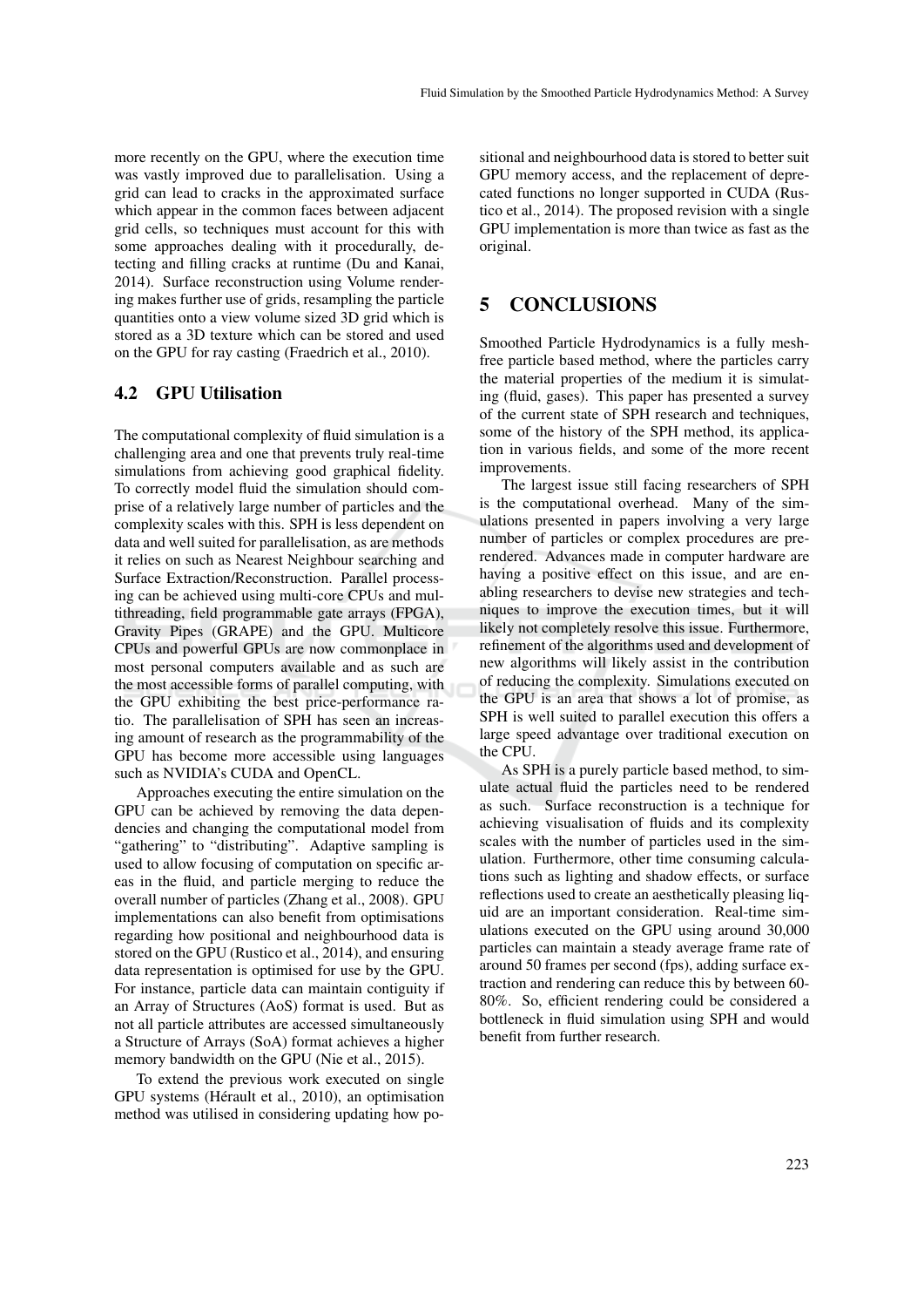more recently on the GPU, where the execution time was vastly improved due to parallelisation. Using a grid can lead to cracks in the approximated surface which appear in the common faces between adjacent grid cells, so techniques must account for this with some approaches dealing with it procedurally, detecting and filling cracks at runtime (Du and Kanai, 2014). Surface reconstruction using Volume rendering makes further use of grids, resampling the particle quantities onto a view volume sized 3D grid which is stored as a 3D texture which can be stored and used on the GPU for ray casting (Fraedrich et al., 2010).

### 4.2 GPU Utilisation

The computational complexity of fluid simulation is a challenging area and one that prevents truly real-time simulations from achieving good graphical fidelity. To correctly model fluid the simulation should comprise of a relatively large number of particles and the complexity scales with this. SPH is less dependent on data and well suited for parallelisation, as are methods it relies on such as Nearest Neighbour searching and Surface Extraction/Reconstruction. Parallel processing can be achieved using multi-core CPUs and multithreading, field programmable gate arrays (FPGA), Gravity Pipes (GRAPE) and the GPU. Multicore CPUs and powerful GPUs are now commonplace in most personal computers available and as such are the most accessible forms of parallel computing, with the GPU exhibiting the best price-performance ratio. The parallelisation of SPH has seen an increasing amount of research as the programmability of the GPU has become more accessible using languages such as NVIDIA's CUDA and OpenCL.

Approaches executing the entire simulation on the GPU can be achieved by removing the data dependencies and changing the computational model from "gathering" to "distributing". Adaptive sampling is used to allow focusing of computation on specific areas in the fluid, and particle merging to reduce the overall number of particles (Zhang et al., 2008). GPU implementations can also benefit from optimisations regarding how positional and neighbourhood data is stored on the GPU (Rustico et al., 2014), and ensuring data representation is optimised for use by the GPU. For instance, particle data can maintain contiguity if an Array of Structures (AoS) format is used. But as not all particle attributes are accessed simultaneously a Structure of Arrays (SoA) format achieves a higher memory bandwidth on the GPU (Nie et al., 2015).

To extend the previous work executed on single GPU systems (Hérault et al., 2010), an optimisation method was utilised in considering updating how positional and neighbourhood data is stored to better suit GPU memory access, and the replacement of deprecated functions no longer supported in CUDA (Rustico et al., 2014). The proposed revision with a single GPU implementation is more than twice as fast as the original.

## 5 CONCLUSIONS

Smoothed Particle Hydrodynamics is a fully meshfree particle based method, where the particles carry the material properties of the medium it is simulating (fluid, gases). This paper has presented a survey of the current state of SPH research and techniques, some of the history of the SPH method, its application in various fields, and some of the more recent improvements.

The largest issue still facing researchers of SPH is the computational overhead. Many of the simulations presented in papers involving a very large number of particles or complex procedures are prerendered. Advances made in computer hardware are having a positive effect on this issue, and are enabling researchers to devise new strategies and techniques to improve the execution times, but it will likely not completely resolve this issue. Furthermore, refinement of the algorithms used and development of new algorithms will likely assist in the contribution of reducing the complexity. Simulations executed on the GPU is an area that shows a lot of promise, as SPH is well suited to parallel execution this offers a large speed advantage over traditional execution on the CPU.

As SPH is a purely particle based method, to simulate actual fluid the particles need to be rendered as such. Surface reconstruction is a technique for achieving visualisation of fluids and its complexity scales with the number of particles used in the simulation. Furthermore, other time consuming calculations such as lighting and shadow effects, or surface reflections used to create an aesthetically pleasing liquid are an important consideration. Real-time simulations executed on the GPU using around 30,000 particles can maintain a steady average frame rate of around 50 frames per second (fps), adding surface extraction and rendering can reduce this by between 60-80%. So, efficient rendering could be considered a bottleneck in fluid simulation using SPH and would benefit from further research.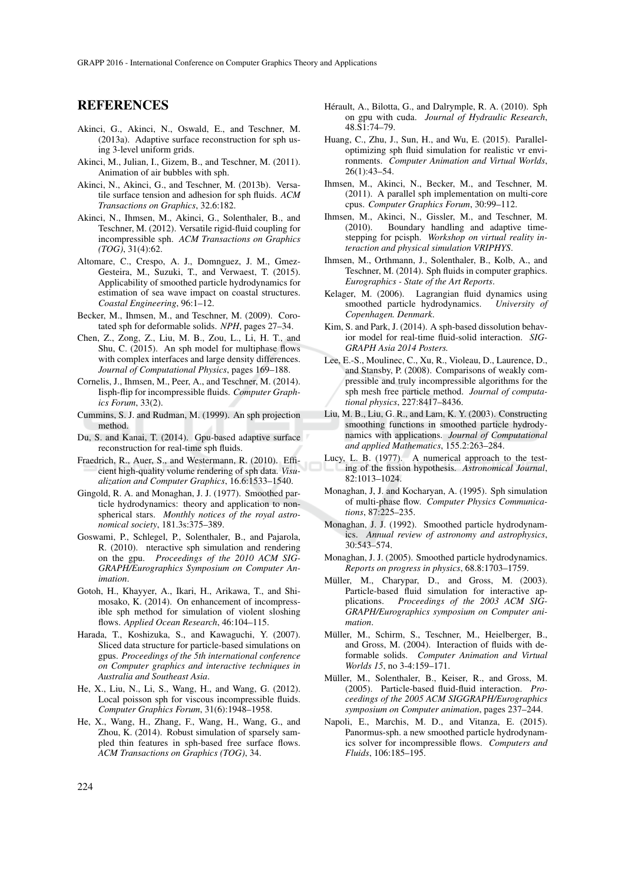## REFERENCES

Akinci, G., Akinci, N., Oswald, E., and Teschner, M. (2013a). Adaptive surface reconstruction for sph using 3-level uniform grids.

Akinci, M., Julian, I., Gizem, B., and Teschner, M. (2011). Animation of air bubbles with sph.

Akinci, N., Akinci, G., and Teschner, M. (2013b). Versatile surface tension and adhesion for sph fluids. *ACM Transactions on Graphics*, 32.6:182.

Akinci, N., Ihmsen, M., Akinci, G., Solenthaler, B., and Teschner, M. (2012). Versatile rigid-fluid coupling for incompressible sph. *ACM Transactions on Graphics (TOG)*, 31(4):62.

Altomare, C., Crespo, A. J., Domnguez, J. M., Gmez-Gesteira, M., Suzuki, T., and Verwaest, T. (2015). Applicability of smoothed particle hydrodynamics for estimation of sea wave impact on coastal structures. *Coastal Engineering*, 96:1–12.

Becker, M., Ihmsen, M., and Teschner, M. (2009). Corotated sph for deformable solids. *NPH*, pages 27–34.

Chen, Z., Zong, Z., Liu, M. B., Zou, L., Li, H. T., and Shu, C. (2015). An sph model for multiphase flows with complex interfaces and large density differences. *Journal of Computational Physics*, pages 169–188.

Cornelis, J., Ihmsen, M., Peer, A., and Teschner, M. (2014). Iisph-flip for incompressible fluids. *Computer Graphics Forum*, 33(2).

Cummins, S. J. and Rudman, M. (1999). An sph projection method.

Du, S. and Kanai, T. (2014). Gpu-based adaptive surface reconstruction for real-time sph fluids.

Fraedrich, R., Auer, S., and Westermann, R. (2010). Efficient high-quality volume rendering of sph data. *Visualization and Computer Graphics*, 16.6:1533–1540.

Gingold, R. A. and Monaghan, J. J. (1977). Smoothed particle hydrodynamics: theory and application to non-spherical stars. *Monthly notices of the royal astronomical society*, 181.3s:375–389.

Goswami, P., Schlegel, P., Solenthaler, B., and Pajarola, R. (2010). nteractive sph simulation and rendering on the gpu. *Proceedings of the 2010 ACM SIGGRAPH/Eurographics Symposium on Computer Animation*.

Gotoh, H., Khayyer, A., Ikari, H., Arikawa, T., and Shimosako, K. (2014). On enhancement of incompressible sph method for simulation of violent sloshing flows. *Applied Ocean Research*, 46:104–115.

Harada, T., Koshizuka, S., and Kawaguchi, Y. (2007). Sliced data structure for particle-based simulations on gpus. *Proceedings of the 5th international conference on Computer graphics and interactive techniques in Australia and Southeast Asia*.

He, X., Liu, N., Li, S., Wang, H., and Wang, G. (2012). Local poisson sph for viscous incompressible fluids. *Computer Graphics Forum*, 31(6):1948–1958.

He, X., Wang, H., Zhang, F., Wang, H., Wang, G., and Zhou, K. (2014). Robust simulation of sparsely sampled thin features in sph-based free surface flows. *ACM Transactions on Graphics (TOG)*, 34.

Hérault, A., Bilotta, G., and Dalrymple, R. A. (2010). Sph on gpu with cuda. *Journal of Hydraulic Research*, 48.S1:74–79.

Huang, C., Zhu, J., Sun, H., and Wu, E. (2015). Parallel-optimizing sph fluid simulation for realistic vr environments. *Computer Animation and Virtual Worlds*, 26(1):43–54.

Ihmsen, M., Akinci, N., Becker, M., and Teschner, M. (2011). A parallel sph implementation on multi-core cpus. *Computer Graphics Forum*, 30:99–112.

Ihmsen, M., Akinci, N., Gissler, M., and Teschner, M. (2010). Boundary handling and adaptive time-stepping for pcisph. *Workshop on virtual reality interaction and physical simulation VRIPHYS*.

Ihmsen, M., Orthmann, J., Solenthaler, B., Kolb, A., and Teschner, M. (2014). Sph fluids in computer graphics. *Eurographics - State of the Art Reports*.

Kelager, M. (2006). Lagrangian fluid dynamics using smoothed particle hydrodynamics. *University of Copenhagen. Denmark*.

Kim, S. and Park, J. (2014). A sph-based dissolution behavior model for real-time fluid-solid interaction. *SIGGRAPH Asia 2014 Posters*.

Lee, E.-S., Moulinec, C., Xu, R., Violeau, D., Laurence, D., and Stansby, P. (2008). Comparisons of weakly compressible and truly incompressible algorithms for the sph mesh free particle method. *Journal of computational physics*, 227:8417–8436.

Liu, M. B., Liu, G. R., and Lam, K. Y. (2003). Constructing smoothing functions in smoothed particle hydrodynamics with applications. *Journal of Computational and applied Mathematics*, 155.2:263–284.

Lucy, L. B. (1977). A numerical approach to the testing of the fission hypothesis. *Astronomical Journal*, 82:1013–1024.

Monaghan, J, J. and Kocharyan, A. (1995). Sph simulation of multi-phase flow. *Computer Physics Communications*, 87:225–235.

Monaghan, J. J. (1992). Smoothed particle hydrodynamics. *Annual review of astronomy and astrophysics*, 30:543–574.

Monaghan, J. J. (2005). Smoothed particle hydrodynamics. *Reports on progress in physics*, 68.8:1703–1759.

Müller, M., Charypar, D., and Gross, M. (2003). Particle-based fluid simulation for interactive applications. *Proceedings of the 2003 ACM SIGGRAPH/Eurographics symposium on Computer animation*.

Müller, M., Schirm, S., Teschner, M., Heidelberger, B., and Gross, M. (2004). Interaction of fluids with deformable solids. *Computer Animation and Virtual Worlds 15*, no 3-4:159–171.

Müller, M., Solenthaler, B., Keiser, R., and Gross, M. (2005). Particle-based fluid-fluid interaction. *Proceedings of the 2005 ACM SIGGRAPH/Eurographics symposium on Computer animation*, pages 237–244.

Napoli, E., Marchis, M. D., and Vitanza, E. (2015). Panormus-sph. a new smoothed particle hydrodynamics solver for incompressible flows. *Computers and Fluids*, 106:185–195.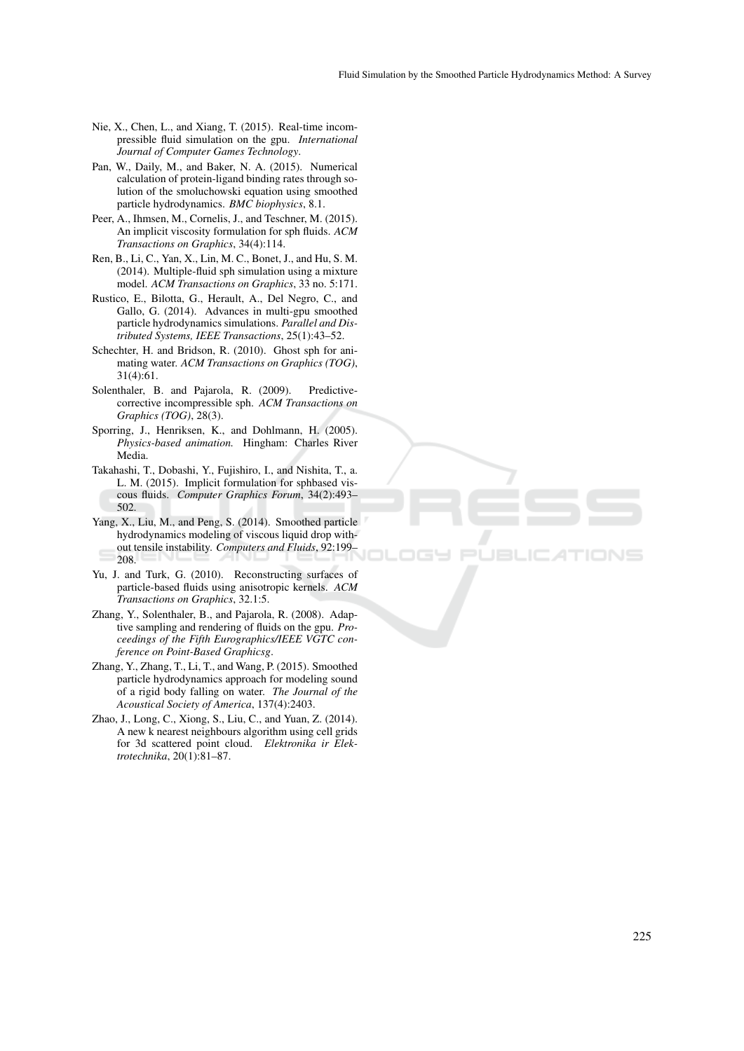Nie, X., Chen, L., and Xiang, T. (2015). Real-time incompressible fluid simulation on the gpu. *International Journal of Computer Games Technology*.

Pan, W., Daily, M., and Baker, N. A. (2015). Numerical calculation of protein-ligand binding rates through solution of the smoluchowski equation using smoothed particle hydrodynamics. *BMC biophysics*, 8.1.

Peer, A., Ihmsen, M., Cornelis, J., and Teschner, M. (2015). An implicit viscosity formulation for sph fluids. *ACM Transactions on Graphics*, 34(4):114.

Ren, B., Li, C., Yan, X., Lin, M. C., Bonet, J., and Hu, S. M. (2014). Multiple-fluid sph simulation using a mixture model. *ACM Transactions on Graphics*, 33 no. 5:171.

Rustico, E., Bilotta, G., Herault, A., Del Negro, C., and Gallo, G. (2014). Advances in multi-gpu smoothed particle hydrodynamics simulations. *Parallel and Distributed Systems, IEEE Transactions*, 25(1):43–52.

Schechter, H. and Bridson, R. (2010). Ghost sph for animating water. *ACM Transactions on Graphics (TOG)*, 31(4):61.

Solenthaler, B. and Pajarola, R. (2009). Predictive-corrective incompressible sph. *ACM Transactions on Graphics (TOG)*, 28(3).

Sporring, J., Henriksen, K., and Dohlmann, H. (2005). *Physics-based animation.* Hingham: Charles River Media.

Takahashi, T., Dobashi, Y., Fujishiro, I., and Nishita, T., a. L. M. (2015). Implicit formulation for sphbased viscous fluids. *Computer Graphics Forum*, 34(2):493–502.

Yang, X., Liu, M., and Peng, S. (2014). Smoothed particle hydrodynamics modeling of viscous liquid drop without tensile instability. *Computers and Fluids*, 92:199–208.

Yu, J. and Turk, G. (2010). Reconstructing surfaces of particle-based fluids using anisotropic kernels. *ACM Transactions on Graphics*, 32.1:5.

Zhang, Y., Solenthaler, B., and Pajarola, R. (2008). Adaptive sampling and rendering of fluids on the gpu. *Proceedings of the Fifth Eurographics/IEEE VGTC conference on Point-Based Graphicsg*.

Zhang, Y., Zhang, T., Li, T., and Wang, P. (2015). Smoothed particle hydrodynamics approach for modeling sound of a rigid body falling on water. *The Journal of the Acoustical Society of America*, 137(4):2403.

Zhao, J., Long, C., Xiong, S., Liu, C., and Yuan, Z. (2014). A new k nearest neighbours algorithm using cell grids for 3d scattered point cloud. *Elektronika ir Elektrotechnika*, 20(1):81–87.